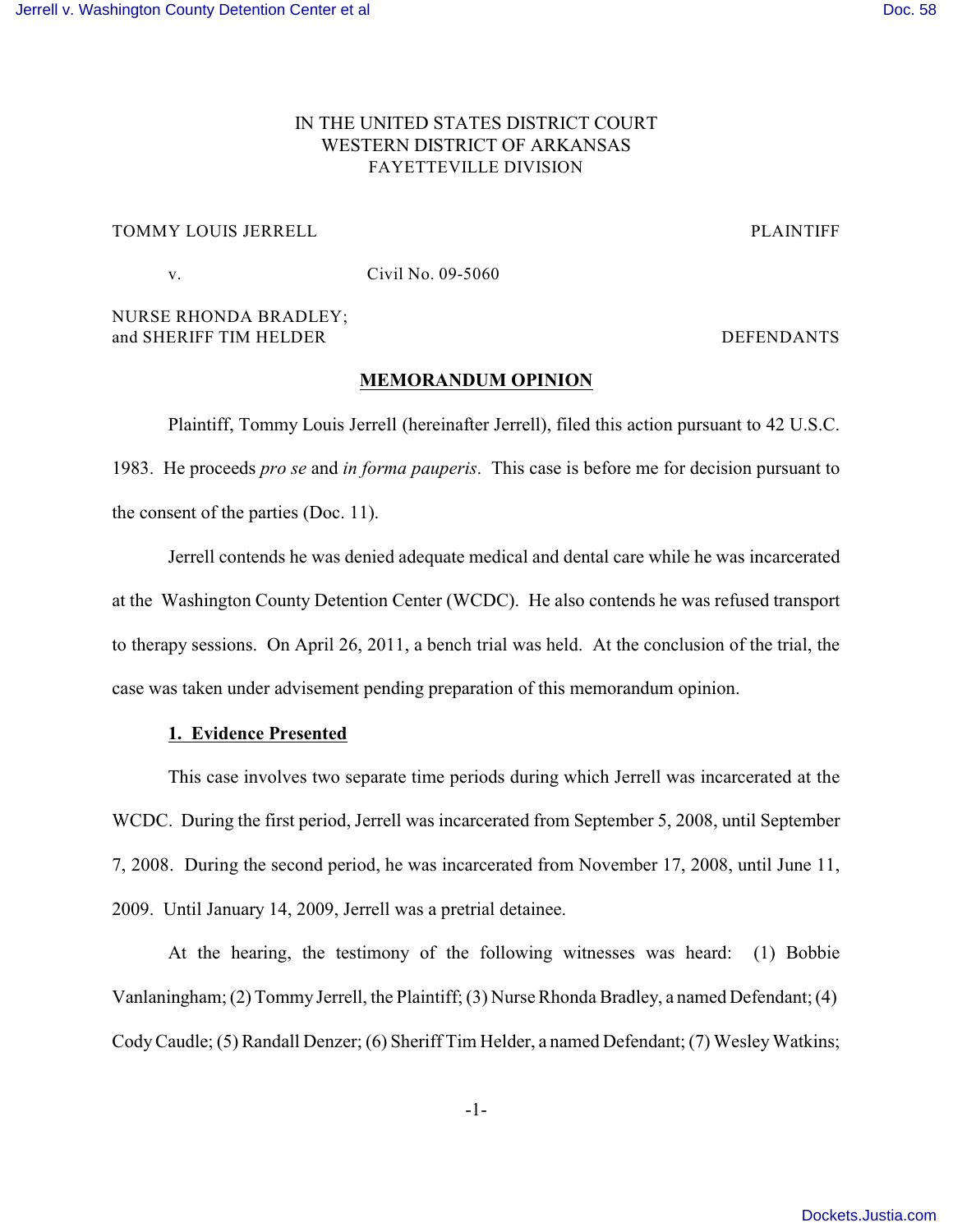IN THE UNITED STATES DISTRICT COURT
WESTERN DISTRICT OF ARKANSAS
FAYETTEVILLE DIVISION

TOMMY LOUIS JERRELL — PLAINTIFF

v. — Civil No. 09-5060

NURSE RHONDA BRADLEY;
and SHERIFF TIM HELDER — DEFENDANTS

## MEMORANDUM OPINION

Plaintiff, Tommy Louis Jerrell (hereinafter Jerrell), filed this action pursuant to 42 U.S.C. 1983. He proceeds *pro se* and *in forma pauperis*. This case is before me for decision pursuant to the consent of the parties (Doc. 11).

Jerrell contends he was denied adequate medical and dental care while he was incarcerated at the Washington County Detention Center (WCDC). He also contends he was refused transport to therapy sessions. On April 26, 2011, a bench trial was held. At the conclusion of the trial, the case was taken under advisement pending preparation of this memorandum opinion.

### 1. Evidence Presented

This case involves two separate time periods during which Jerrell was incarcerated at the WCDC. During the first period, Jerrell was incarcerated from September 5, 2008, until September 7, 2008. During the second period, he was incarcerated from November 17, 2008, until June 11, 2009. Until January 14, 2009, Jerrell was a pretrial detainee.

At the hearing, the testimony of the following witnesses was heard: (1) Bobbie Vanlaningham; (2) Tommy Jerrell, the Plaintiff; (3) Nurse Rhonda Bradley, a named Defendant; (4) Cody Caudle; (5) Randall Denzer; (6) Sheriff Tim Helder, a named Defendant; (7) Wesley Watkins;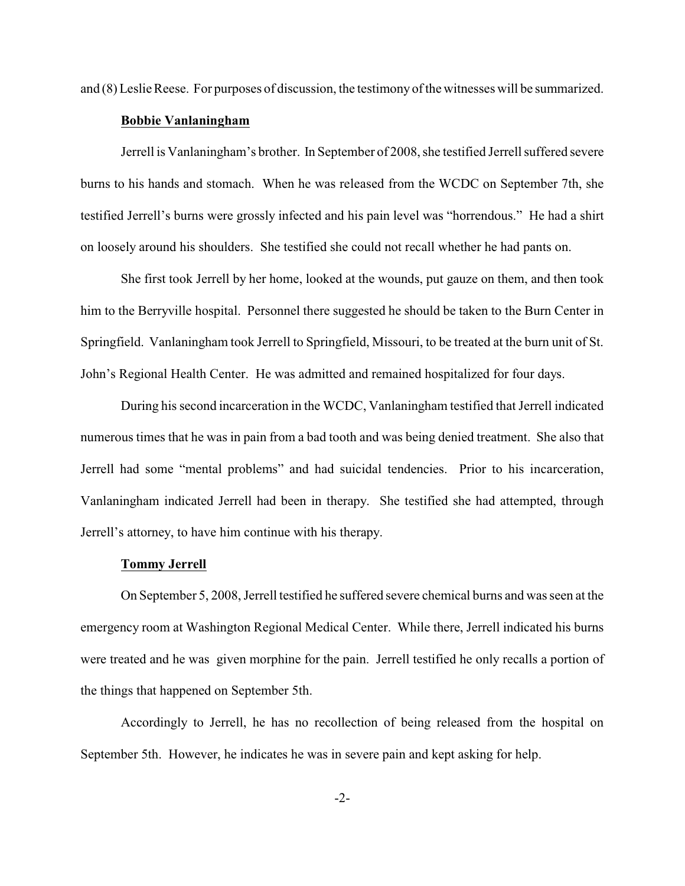and (8) Leslie Reese. For purposes of discussion, the testimony of the witnesses will be summarized.

**Bobbie Vanlaningham**

Jerrell is Vanlaningham's brother. In September of 2008, she testified Jerrell suffered severe burns to his hands and stomach. When he was released from the WCDC on September 7th, she testified Jerrell's burns were grossly infected and his pain level was "horrendous." He had a shirt on loosely around his shoulders. She testified she could not recall whether he had pants on.

She first took Jerrell by her home, looked at the wounds, put gauze on them, and then took him to the Berryville hospital. Personnel there suggested he should be taken to the Burn Center in Springfield. Vanlaningham took Jerrell to Springfield, Missouri, to be treated at the burn unit of St. John's Regional Health Center. He was admitted and remained hospitalized for four days.

During his second incarceration in the WCDC, Vanlaningham testified that Jerrell indicated numerous times that he was in pain from a bad tooth and was being denied treatment. She also that Jerrell had some "mental problems" and had suicidal tendencies. Prior to his incarceration, Vanlaningham indicated Jerrell had been in therapy. She testified she had attempted, through Jerrell's attorney, to have him continue with his therapy.

**Tommy Jerrell**

On September 5, 2008, Jerrell testified he suffered severe chemical burns and was seen at the emergency room at Washington Regional Medical Center. While there, Jerrell indicated his burns were treated and he was given morphine for the pain. Jerrell testified he only recalls a portion of the things that happened on September 5th.

Accordingly to Jerrell, he has no recollection of being released from the hospital on September 5th. However, he indicates he was in severe pain and kept asking for help.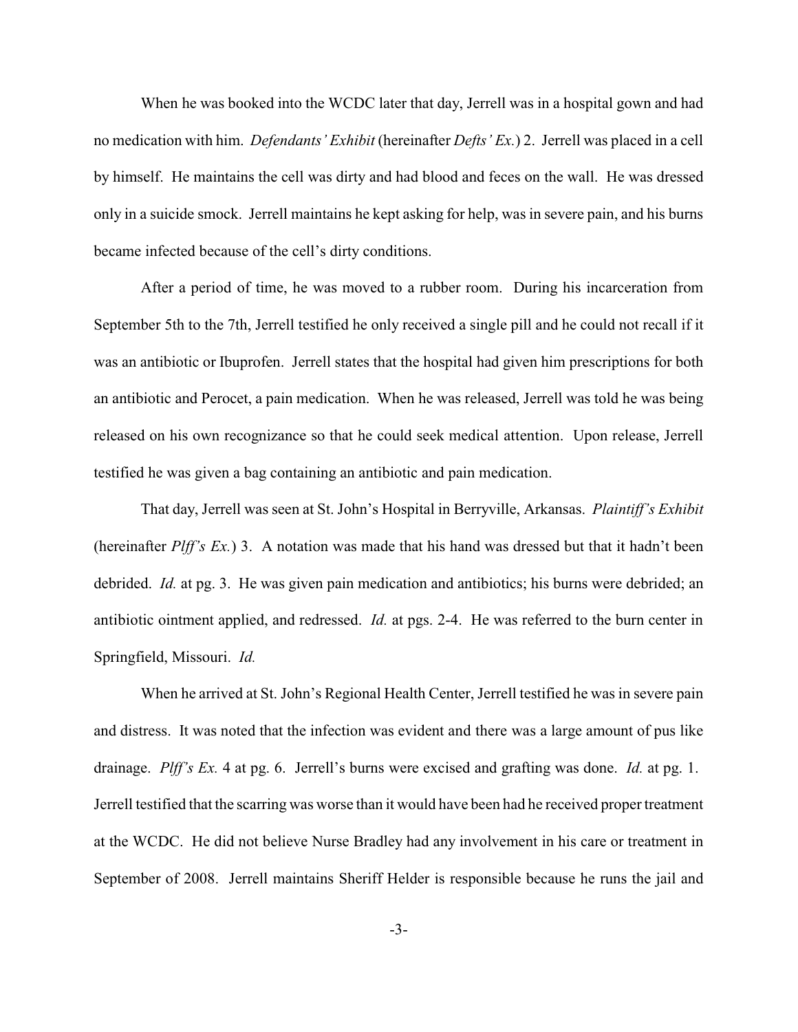When he was booked into the WCDC later that day, Jerrell was in a hospital gown and had no medication with him. *Defendants' Exhibit* (hereinafter *Defts' Ex.*) 2. Jerrell was placed in a cell by himself. He maintains the cell was dirty and had blood and feces on the wall. He was dressed only in a suicide smock. Jerrell maintains he kept asking for help, was in severe pain, and his burns became infected because of the cell's dirty conditions.

After a period of time, he was moved to a rubber room. During his incarceration from September 5th to the 7th, Jerrell testified he only received a single pill and he could not recall if it was an antibiotic or Ibuprofen. Jerrell states that the hospital had given him prescriptions for both an antibiotic and Perocet, a pain medication. When he was released, Jerrell was told he was being released on his own recognizance so that he could seek medical attention. Upon release, Jerrell testified he was given a bag containing an antibiotic and pain medication.

That day, Jerrell was seen at St. John's Hospital in Berryville, Arkansas. *Plaintiff's Exhibit* (hereinafter *Plff's Ex.*) 3. A notation was made that his hand was dressed but that it hadn't been debrided. *Id.* at pg. 3. He was given pain medication and antibiotics; his burns were debrided; an antibiotic ointment applied, and redressed. *Id.* at pgs. 2-4. He was referred to the burn center in Springfield, Missouri. *Id.*

When he arrived at St. John's Regional Health Center, Jerrell testified he was in severe pain and distress. It was noted that the infection was evident and there was a large amount of pus like drainage. *Plff's Ex.* 4 at pg. 6. Jerrell's burns were excised and grafting was done. *Id.* at pg. 1. Jerrell testified that the scarring was worse than it would have been had he received proper treatment at the WCDC. He did not believe Nurse Bradley had any involvement in his care or treatment in September of 2008. Jerrell maintains Sheriff Helder is responsible because he runs the jail and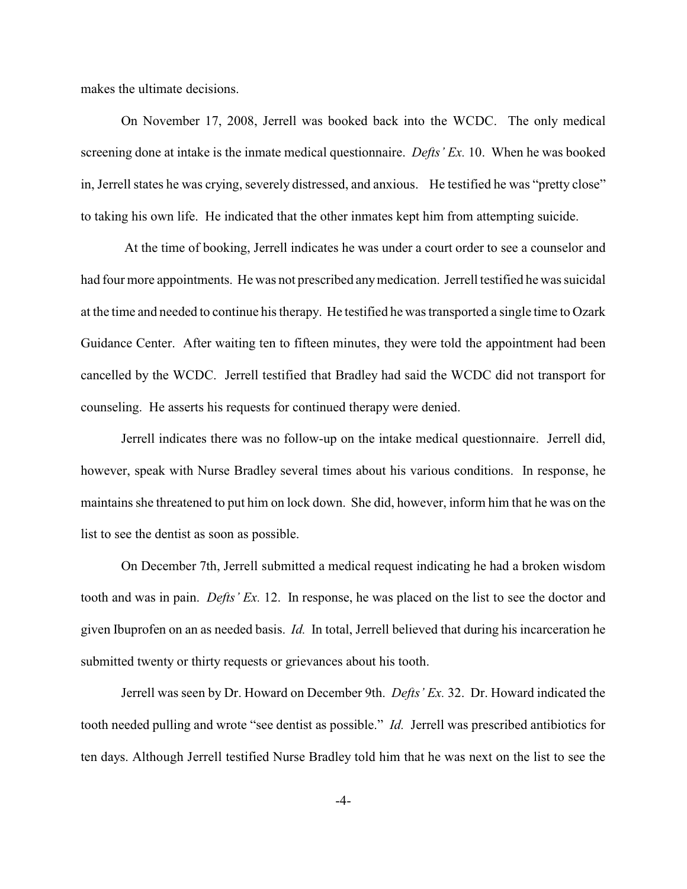makes the ultimate decisions.

On November 17, 2008, Jerrell was booked back into the WCDC. The only medical screening done at intake is the inmate medical questionnaire. *Defts' Ex.* 10. When he was booked in, Jerrell states he was crying, severely distressed, and anxious. He testified he was "pretty close" to taking his own life. He indicated that the other inmates kept him from attempting suicide.

At the time of booking, Jerrell indicates he was under a court order to see a counselor and had four more appointments. He was not prescribed any medication. Jerrell testified he was suicidal at the time and needed to continue his therapy. He testified he was transported a single time to Ozark Guidance Center. After waiting ten to fifteen minutes, they were told the appointment had been cancelled by the WCDC. Jerrell testified that Bradley had said the WCDC did not transport for counseling. He asserts his requests for continued therapy were denied.

Jerrell indicates there was no follow-up on the intake medical questionnaire. Jerrell did, however, speak with Nurse Bradley several times about his various conditions. In response, he maintains she threatened to put him on lock down. She did, however, inform him that he was on the list to see the dentist as soon as possible.

On December 7th, Jerrell submitted a medical request indicating he had a broken wisdom tooth and was in pain. *Defts' Ex.* 12. In response, he was placed on the list to see the doctor and given Ibuprofen on an as needed basis. *Id.* In total, Jerrell believed that during his incarceration he submitted twenty or thirty requests or grievances about his tooth.

Jerrell was seen by Dr. Howard on December 9th. *Defts' Ex.* 32. Dr. Howard indicated the tooth needed pulling and wrote "see dentist as possible." *Id.* Jerrell was prescribed antibiotics for ten days. Although Jerrell testified Nurse Bradley told him that he was next on the list to see the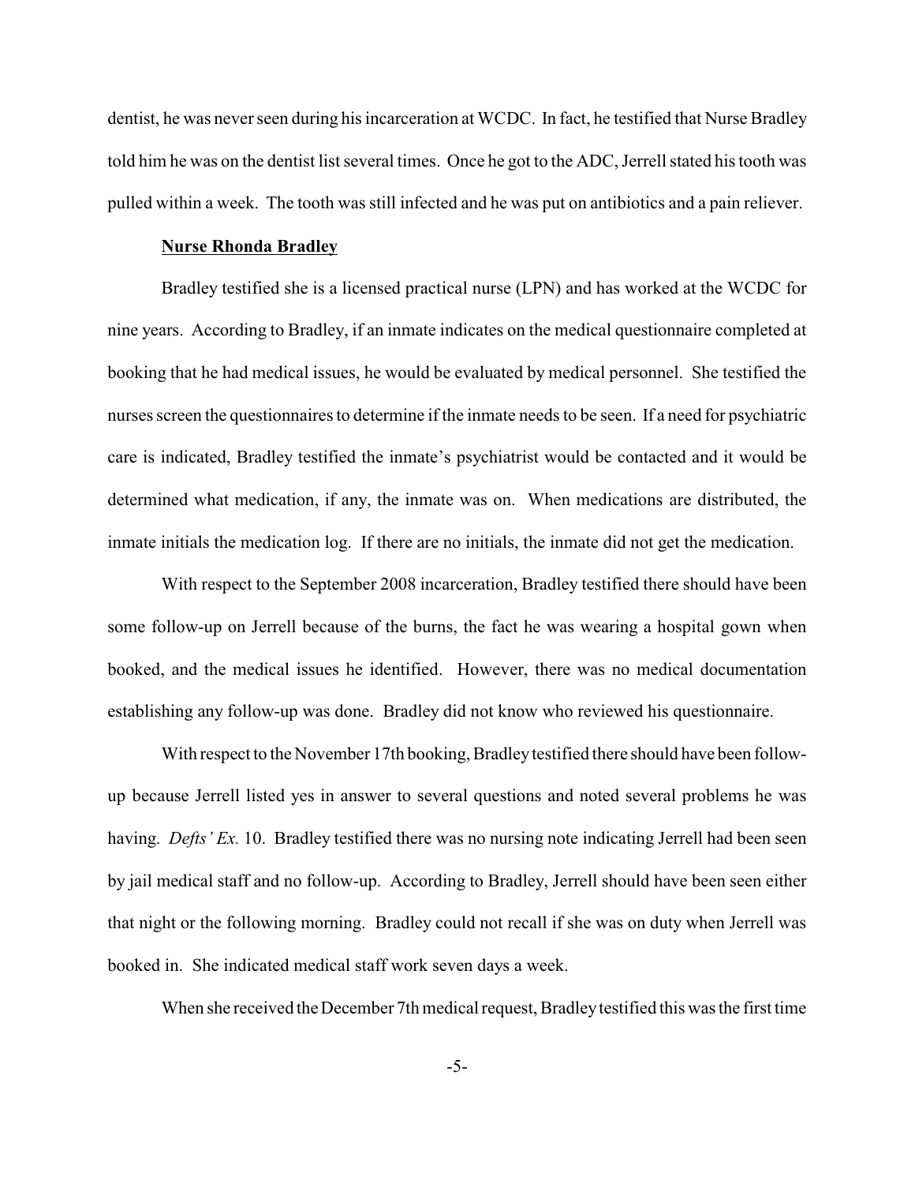dentist, he was never seen during his incarceration at WCDC. In fact, he testified that Nurse Bradley told him he was on the dentist list several times. Once he got to the ADC, Jerrell stated his tooth was pulled within a week. The tooth was still infected and he was put on antibiotics and a pain reliever.

**Nurse Rhonda Bradley**

Bradley testified she is a licensed practical nurse (LPN) and has worked at the WCDC for nine years. According to Bradley, if an inmate indicates on the medical questionnaire completed at booking that he had medical issues, he would be evaluated by medical personnel. She testified the nurses screen the questionnaires to determine if the inmate needs to be seen. If a need for psychiatric care is indicated, Bradley testified the inmate's psychiatrist would be contacted and it would be determined what medication, if any, the inmate was on. When medications are distributed, the inmate initials the medication log. If there are no initials, the inmate did not get the medication.

With respect to the September 2008 incarceration, Bradley testified there should have been some follow-up on Jerrell because of the burns, the fact he was wearing a hospital gown when booked, and the medical issues he identified. However, there was no medical documentation establishing any follow-up was done. Bradley did not know who reviewed his questionnaire.

With respect to the November 17th booking, Bradley testified there should have been follow-up because Jerrell listed yes in answer to several questions and noted several problems he was having. *Defts' Ex.* 10. Bradley testified there was no nursing note indicating Jerrell had been seen by jail medical staff and no follow-up. According to Bradley, Jerrell should have been seen either that night or the following morning. Bradley could not recall if she was on duty when Jerrell was booked in. She indicated medical staff work seven days a week.

When she received the December 7th medical request, Bradley testified this was the first time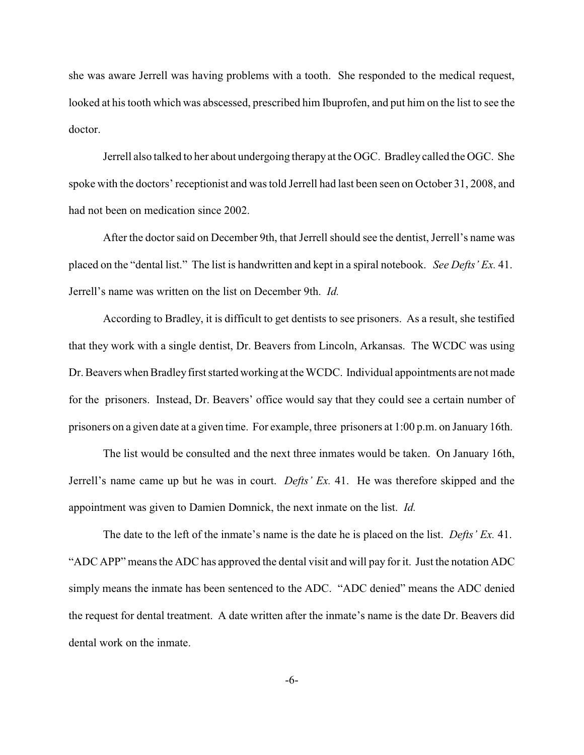she was aware Jerrell was having problems with a tooth. She responded to the medical request, looked at his tooth which was abscessed, prescribed him Ibuprofen, and put him on the list to see the doctor.

Jerrell also talked to her about undergoing therapy at the OGC. Bradley called the OGC. She spoke with the doctors' receptionist and was told Jerrell had last been seen on October 31, 2008, and had not been on medication since 2002.

After the doctor said on December 9th, that Jerrell should see the dentist, Jerrell's name was placed on the "dental list." The list is handwritten and kept in a spiral notebook. *See Defts' Ex.* 41. Jerrell's name was written on the list on December 9th. *Id.*

According to Bradley, it is difficult to get dentists to see prisoners. As a result, she testified that they work with a single dentist, Dr. Beavers from Lincoln, Arkansas. The WCDC was using Dr. Beavers when Bradley first started working at the WCDC. Individual appointments are not made for the prisoners. Instead, Dr. Beavers' office would say that they could see a certain number of prisoners on a given date at a given time. For example, three prisoners at 1:00 p.m. on January 16th.

The list would be consulted and the next three inmates would be taken. On January 16th, Jerrell's name came up but he was in court. *Defts' Ex.* 41. He was therefore skipped and the appointment was given to Damien Domnick, the next inmate on the list. *Id.*

The date to the left of the inmate's name is the date he is placed on the list. *Defts' Ex.* 41. "ADC APP" means the ADC has approved the dental visit and will pay for it. Just the notation ADC simply means the inmate has been sentenced to the ADC. "ADC denied" means the ADC denied the request for dental treatment. A date written after the inmate's name is the date Dr. Beavers did dental work on the inmate.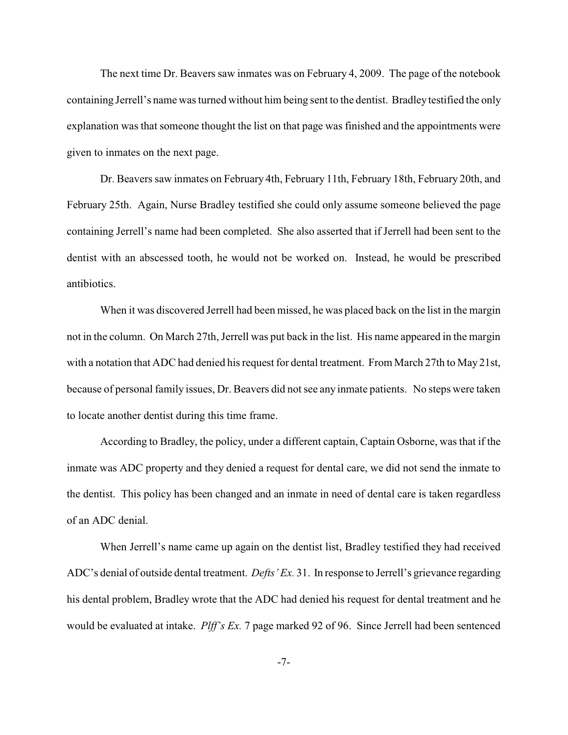The next time Dr. Beavers saw inmates was on February 4, 2009. The page of the notebook containing Jerrell's name was turned without him being sent to the dentist. Bradley testified the only explanation was that someone thought the list on that page was finished and the appointments were given to inmates on the next page.

Dr. Beavers saw inmates on February 4th, February 11th, February 18th, February 20th, and February 25th. Again, Nurse Bradley testified she could only assume someone believed the page containing Jerrell's name had been completed. She also asserted that if Jerrell had been sent to the dentist with an abscessed tooth, he would not be worked on. Instead, he would be prescribed antibiotics.

When it was discovered Jerrell had been missed, he was placed back on the list in the margin not in the column. On March 27th, Jerrell was put back in the list. His name appeared in the margin with a notation that ADC had denied his request for dental treatment. From March 27th to May 21st, because of personal family issues, Dr. Beavers did not see any inmate patients. No steps were taken to locate another dentist during this time frame.

According to Bradley, the policy, under a different captain, Captain Osborne, was that if the inmate was ADC property and they denied a request for dental care, we did not send the inmate to the dentist. This policy has been changed and an inmate in need of dental care is taken regardless of an ADC denial.

When Jerrell's name came up again on the dentist list, Bradley testified they had received ADC's denial of outside dental treatment. *Defts' Ex.* 31. In response to Jerrell's grievance regarding his dental problem, Bradley wrote that the ADC had denied his request for dental treatment and he would be evaluated at intake. *Plff's Ex.* 7 page marked 92 of 96. Since Jerrell had been sentenced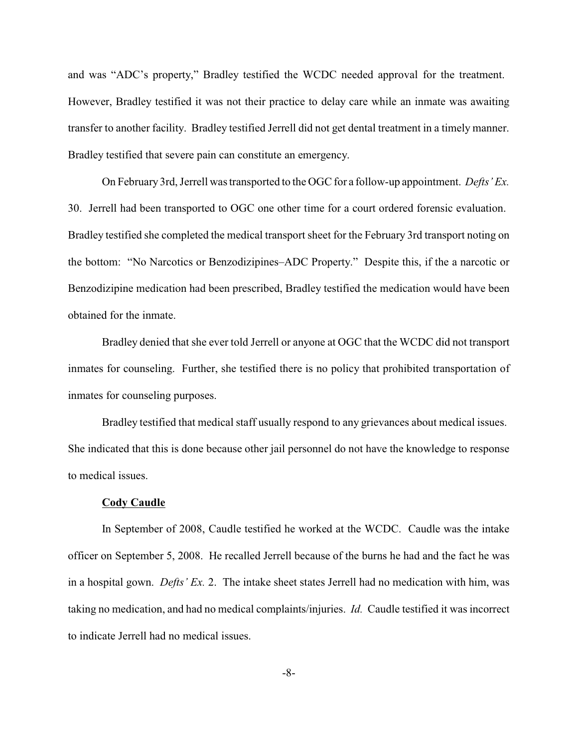and was "ADC's property," Bradley testified the WCDC needed approval for the treatment. However, Bradley testified it was not their practice to delay care while an inmate was awaiting transfer to another facility. Bradley testified Jerrell did not get dental treatment in a timely manner. Bradley testified that severe pain can constitute an emergency.

On February 3rd, Jerrell was transported to the OGC for a follow-up appointment. *Defts' Ex.* 30. Jerrell had been transported to OGC one other time for a court ordered forensic evaluation. Bradley testified she completed the medical transport sheet for the February 3rd transport noting on the bottom: "No Narcotics or Benzodizipines–ADC Property." Despite this, if the a narcotic or Benzodizipine medication had been prescribed, Bradley testified the medication would have been obtained for the inmate.

Bradley denied that she ever told Jerrell or anyone at OGC that the WCDC did not transport inmates for counseling. Further, she testified there is no policy that prohibited transportation of inmates for counseling purposes.

Bradley testified that medical staff usually respond to any grievances about medical issues. She indicated that this is done because other jail personnel do not have the knowledge to response to medical issues.

**Cody Caudle**

In September of 2008, Caudle testified he worked at the WCDC. Caudle was the intake officer on September 5, 2008. He recalled Jerrell because of the burns he had and the fact he was in a hospital gown. *Defts' Ex.* 2. The intake sheet states Jerrell had no medication with him, was taking no medication, and had no medical complaints/injuries. *Id.* Caudle testified it was incorrect to indicate Jerrell had no medical issues.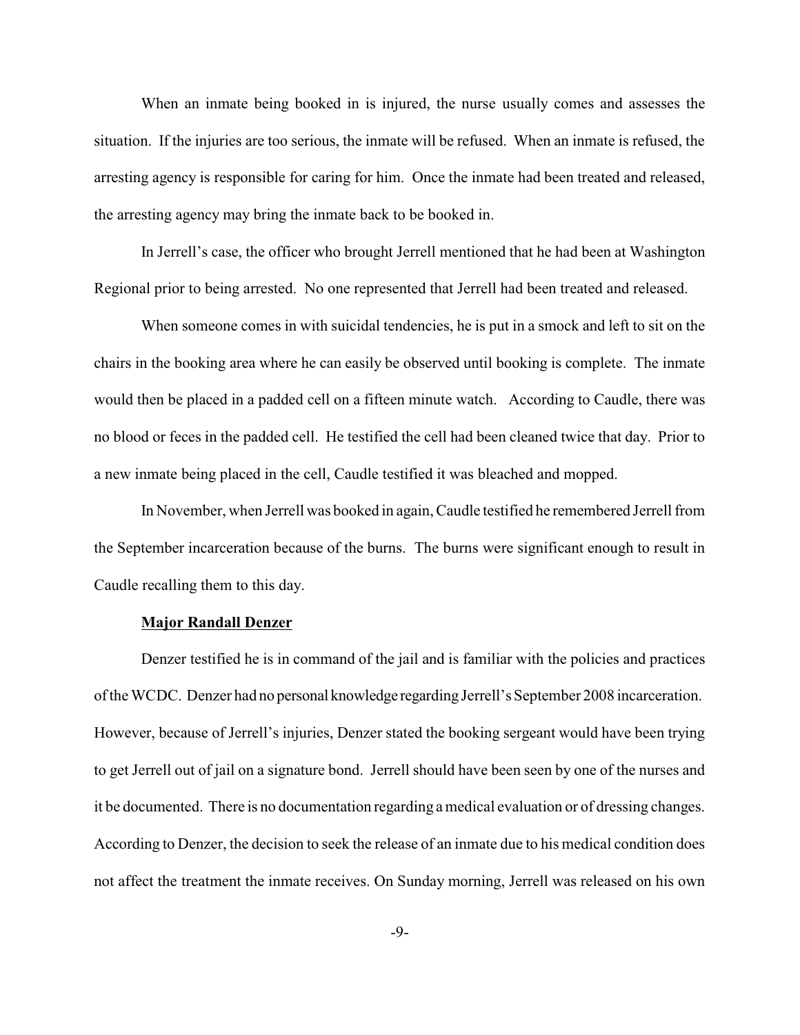When an inmate being booked in is injured, the nurse usually comes and assesses the situation. If the injuries are too serious, the inmate will be refused. When an inmate is refused, the arresting agency is responsible for caring for him. Once the inmate had been treated and released, the arresting agency may bring the inmate back to be booked in.

In Jerrell's case, the officer who brought Jerrell mentioned that he had been at Washington Regional prior to being arrested. No one represented that Jerrell had been treated and released.

When someone comes in with suicidal tendencies, he is put in a smock and left to sit on the chairs in the booking area where he can easily be observed until booking is complete. The inmate would then be placed in a padded cell on a fifteen minute watch. According to Caudle, there was no blood or feces in the padded cell. He testified the cell had been cleaned twice that day. Prior to a new inmate being placed in the cell, Caudle testified it was bleached and mopped.

In November, when Jerrell was booked in again, Caudle testified he remembered Jerrell from the September incarceration because of the burns. The burns were significant enough to result in Caudle recalling them to this day.

**Major Randall Denzer**

Denzer testified he is in command of the jail and is familiar with the policies and practices of the WCDC. Denzer had no personal knowledge regarding Jerrell's September 2008 incarceration. However, because of Jerrell's injuries, Denzer stated the booking sergeant would have been trying to get Jerrell out of jail on a signature bond. Jerrell should have been seen by one of the nurses and it be documented. There is no documentation regarding a medical evaluation or of dressing changes. According to Denzer, the decision to seek the release of an inmate due to his medical condition does not affect the treatment the inmate receives. On Sunday morning, Jerrell was released on his own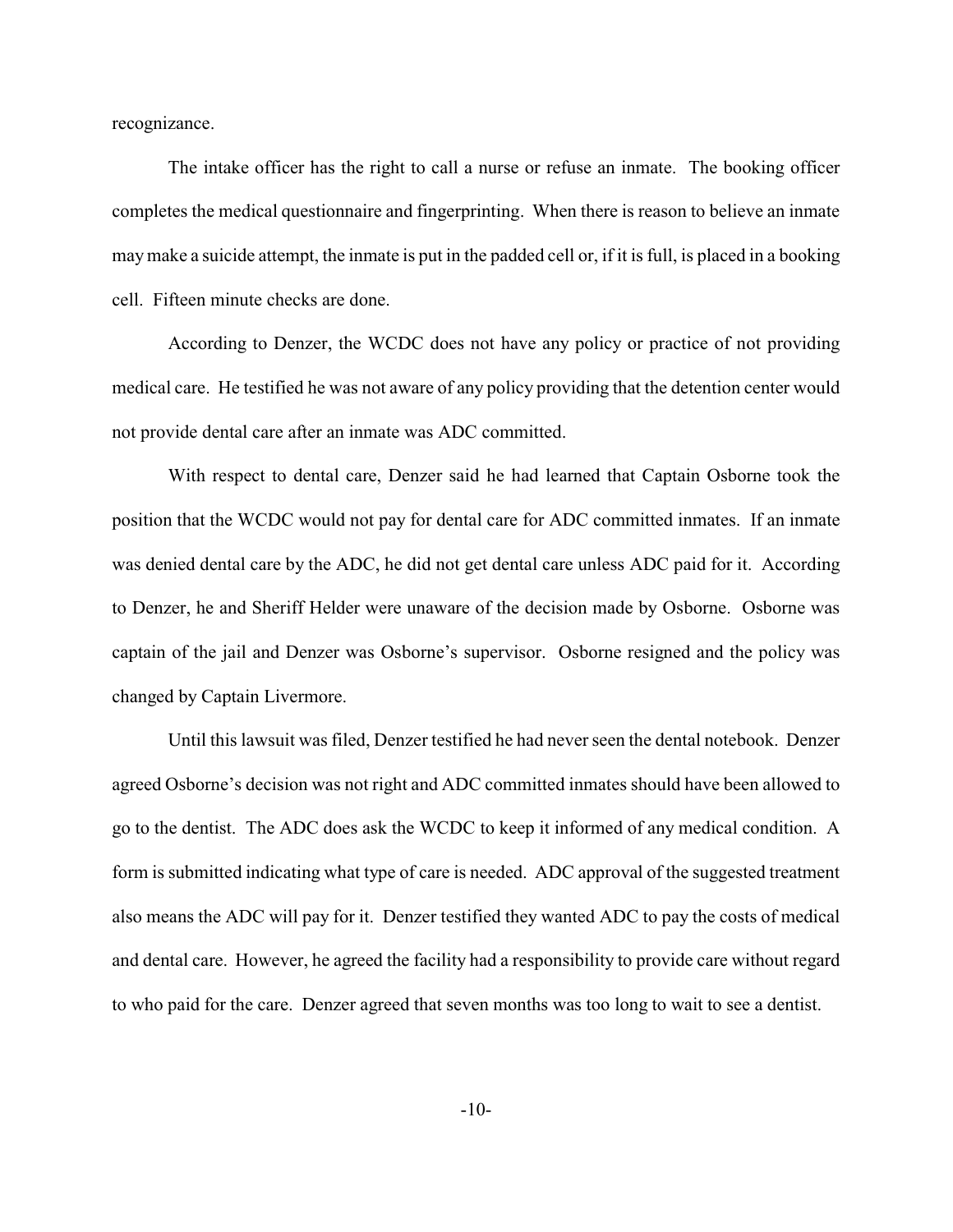recognizance.

The intake officer has the right to call a nurse or refuse an inmate. The booking officer completes the medical questionnaire and fingerprinting. When there is reason to believe an inmate may make a suicide attempt, the inmate is put in the padded cell or, if it is full, is placed in a booking cell. Fifteen minute checks are done.

According to Denzer, the WCDC does not have any policy or practice of not providing medical care. He testified he was not aware of any policy providing that the detention center would not provide dental care after an inmate was ADC committed.

With respect to dental care, Denzer said he had learned that Captain Osborne took the position that the WCDC would not pay for dental care for ADC committed inmates. If an inmate was denied dental care by the ADC, he did not get dental care unless ADC paid for it. According to Denzer, he and Sheriff Helder were unaware of the decision made by Osborne. Osborne was captain of the jail and Denzer was Osborne's supervisor. Osborne resigned and the policy was changed by Captain Livermore.

Until this lawsuit was filed, Denzer testified he had never seen the dental notebook. Denzer agreed Osborne's decision was not right and ADC committed inmates should have been allowed to go to the dentist. The ADC does ask the WCDC to keep it informed of any medical condition. A form is submitted indicating what type of care is needed. ADC approval of the suggested treatment also means the ADC will pay for it. Denzer testified they wanted ADC to pay the costs of medical and dental care. However, he agreed the facility had a responsibility to provide care without regard to who paid for the care. Denzer agreed that seven months was too long to wait to see a dentist.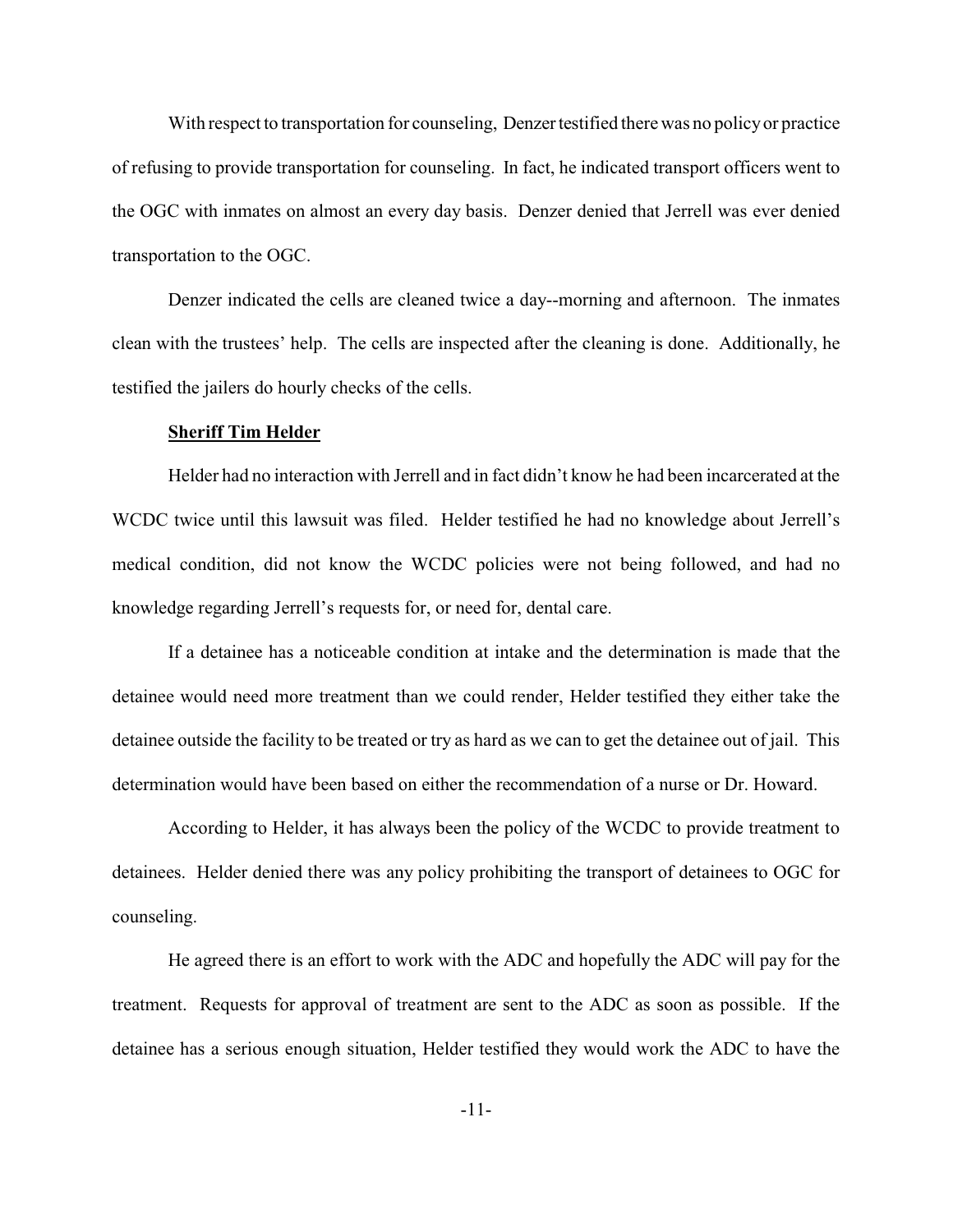With respect to transportation for counseling, Denzer testified there was no policy or practice of refusing to provide transportation for counseling. In fact, he indicated transport officers went to the OGC with inmates on almost an every day basis. Denzer denied that Jerrell was ever denied transportation to the OGC.

Denzer indicated the cells are cleaned twice a day--morning and afternoon. The inmates clean with the trustees' help. The cells are inspected after the cleaning is done. Additionally, he testified the jailers do hourly checks of the cells.

**Sheriff Tim Helder**

Helder had no interaction with Jerrell and in fact didn't know he had been incarcerated at the WCDC twice until this lawsuit was filed. Helder testified he had no knowledge about Jerrell's medical condition, did not know the WCDC policies were not being followed, and had no knowledge regarding Jerrell's requests for, or need for, dental care.

If a detainee has a noticeable condition at intake and the determination is made that the detainee would need more treatment than we could render, Helder testified they either take the detainee outside the facility to be treated or try as hard as we can to get the detainee out of jail. This determination would have been based on either the recommendation of a nurse or Dr. Howard.

According to Helder, it has always been the policy of the WCDC to provide treatment to detainees. Helder denied there was any policy prohibiting the transport of detainees to OGC for counseling.

He agreed there is an effort to work with the ADC and hopefully the ADC will pay for the treatment. Requests for approval of treatment are sent to the ADC as soon as possible. If the detainee has a serious enough situation, Helder testified they would work the ADC to have the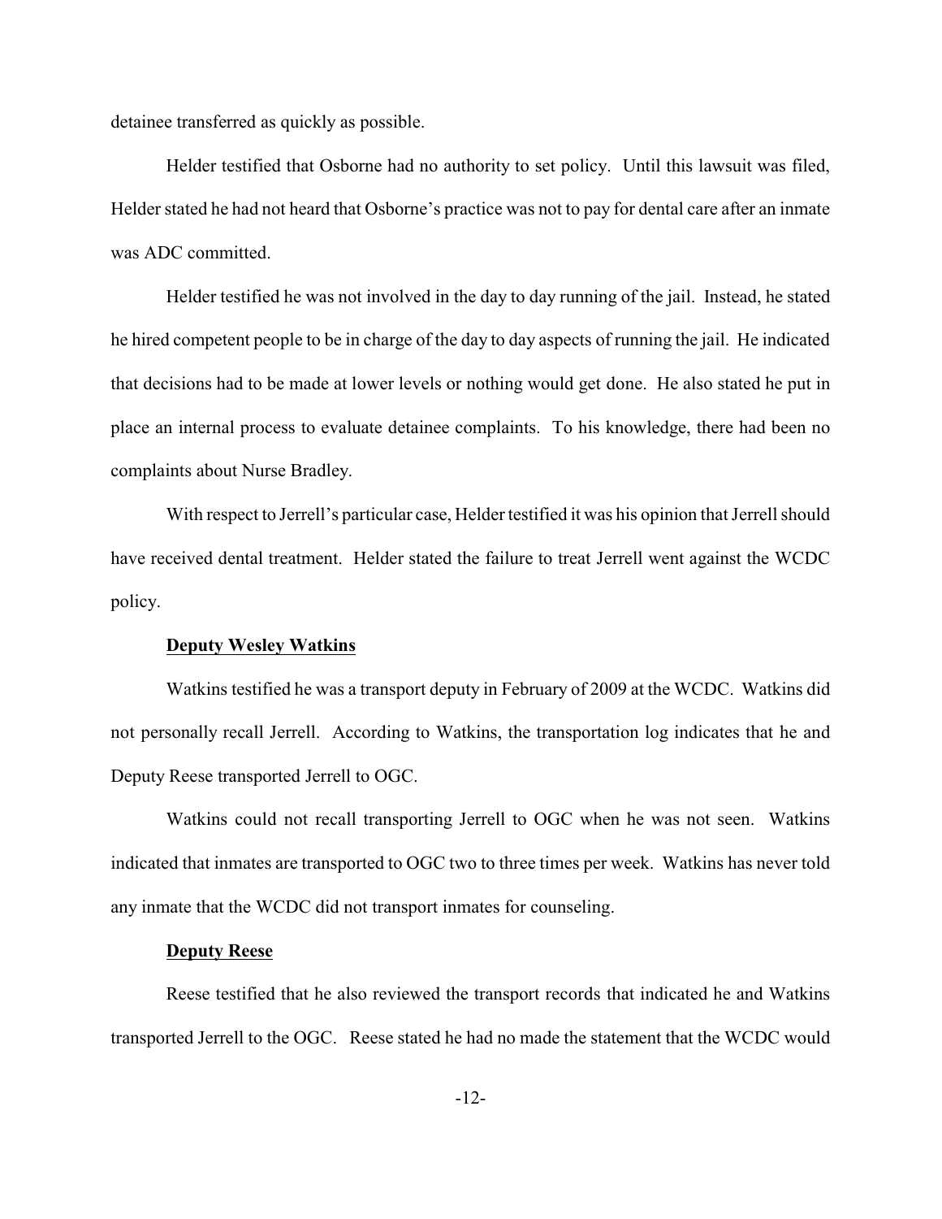detainee transferred as quickly as possible.

Helder testified that Osborne had no authority to set policy. Until this lawsuit was filed, Helder stated he had not heard that Osborne's practice was not to pay for dental care after an inmate was ADC committed.

Helder testified he was not involved in the day to day running of the jail. Instead, he stated he hired competent people to be in charge of the day to day aspects of running the jail. He indicated that decisions had to be made at lower levels or nothing would get done. He also stated he put in place an internal process to evaluate detainee complaints. To his knowledge, there had been no complaints about Nurse Bradley.

With respect to Jerrell's particular case, Helder testified it was his opinion that Jerrell should have received dental treatment. Helder stated the failure to treat Jerrell went against the WCDC policy.

**Deputy Wesley Watkins**

Watkins testified he was a transport deputy in February of 2009 at the WCDC. Watkins did not personally recall Jerrell. According to Watkins, the transportation log indicates that he and Deputy Reese transported Jerrell to OGC.

Watkins could not recall transporting Jerrell to OGC when he was not seen. Watkins indicated that inmates are transported to OGC two to three times per week. Watkins has never told any inmate that the WCDC did not transport inmates for counseling.

**Deputy Reese**

Reese testified that he also reviewed the transport records that indicated he and Watkins transported Jerrell to the OGC. Reese stated he had no made the statement that the WCDC would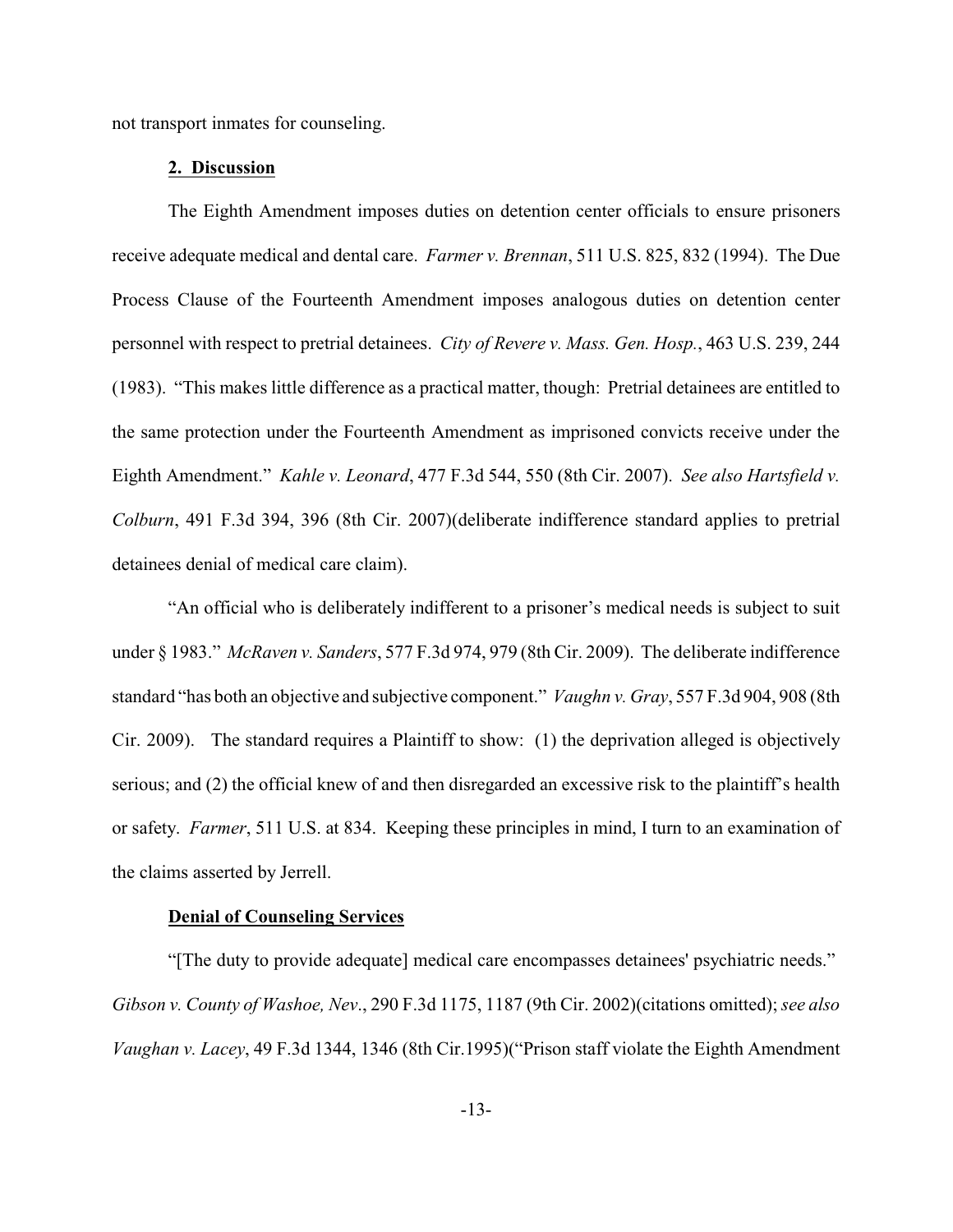not transport inmates for counseling.

**2. Discussion**

The Eighth Amendment imposes duties on detention center officials to ensure prisoners receive adequate medical and dental care. *Farmer v. Brennan*, 511 U.S. 825, 832 (1994). The Due Process Clause of the Fourteenth Amendment imposes analogous duties on detention center personnel with respect to pretrial detainees. *City of Revere v. Mass. Gen. Hosp.*, 463 U.S. 239, 244 (1983). "This makes little difference as a practical matter, though: Pretrial detainees are entitled to the same protection under the Fourteenth Amendment as imprisoned convicts receive under the Eighth Amendment." *Kahle v. Leonard*, 477 F.3d 544, 550 (8th Cir. 2007). *See also Hartsfield v. Colburn*, 491 F.3d 394, 396 (8th Cir. 2007)(deliberate indifference standard applies to pretrial detainees denial of medical care claim).

"An official who is deliberately indifferent to a prisoner's medical needs is subject to suit under § 1983." *McRaven v. Sanders*, 577 F.3d 974, 979 (8th Cir. 2009). The deliberate indifference standard "has both an objective and subjective component." *Vaughn v. Gray*, 557 F.3d 904, 908 (8th Cir. 2009). The standard requires a Plaintiff to show: (1) the deprivation alleged is objectively serious; and (2) the official knew of and then disregarded an excessive risk to the plaintiff's health or safety. *Farmer*, 511 U.S. at 834. Keeping these principles in mind, I turn to an examination of the claims asserted by Jerrell.

**Denial of Counseling Services**

"[The duty to provide adequate] medical care encompasses detainees' psychiatric needs." *Gibson v. County of Washoe, Nev.*, 290 F.3d 1175, 1187 (9th Cir. 2002)(citations omitted); *see also Vaughan v. Lacey*, 49 F.3d 1344, 1346 (8th Cir.1995)("Prison staff violate the Eighth Amendment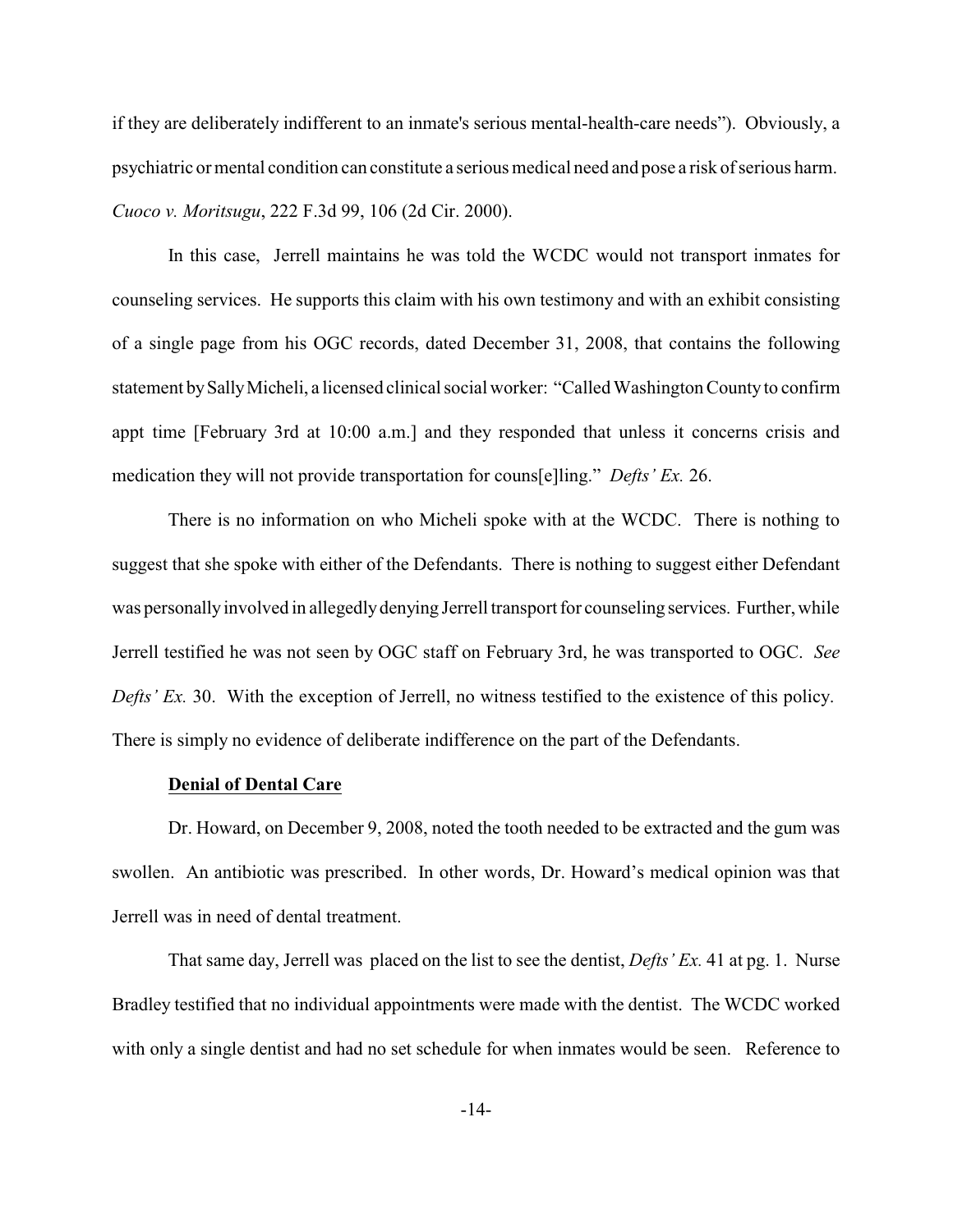if they are deliberately indifferent to an inmate's serious mental-health-care needs"). Obviously, a psychiatric or mental condition can constitute a serious medical need and pose a risk of serious harm. *Cuoco v. Moritsugu*, 222 F.3d 99, 106 (2d Cir. 2000).

In this case, Jerrell maintains he was told the WCDC would not transport inmates for counseling services. He supports this claim with his own testimony and with an exhibit consisting of a single page from his OGC records, dated December 31, 2008, that contains the following statement by Sally Micheli, a licensed clinical social worker: "Called Washington County to confirm appt time [February 3rd at 10:00 a.m.] and they responded that unless it concerns crisis and medication they will not provide transportation for couns[e]ling." *Defts' Ex.* 26.

There is no information on who Micheli spoke with at the WCDC. There is nothing to suggest that she spoke with either of the Defendants. There is nothing to suggest either Defendant was personally involved in allegedly denying Jerrell transport for counseling services. Further, while Jerrell testified he was not seen by OGC staff on February 3rd, he was transported to OGC. *See Defts' Ex.* 30. With the exception of Jerrell, no witness testified to the existence of this policy. There is simply no evidence of deliberate indifference on the part of the Defendants.

**<u>Denial of Dental Care</u>**

Dr. Howard, on December 9, 2008, noted the tooth needed to be extracted and the gum was swollen. An antibiotic was prescribed. In other words, Dr. Howard's medical opinion was that Jerrell was in need of dental treatment.

That same day, Jerrell was placed on the list to see the dentist, *Defts' Ex.* 41 at pg. 1. Nurse Bradley testified that no individual appointments were made with the dentist. The WCDC worked with only a single dentist and had no set schedule for when inmates would be seen. Reference to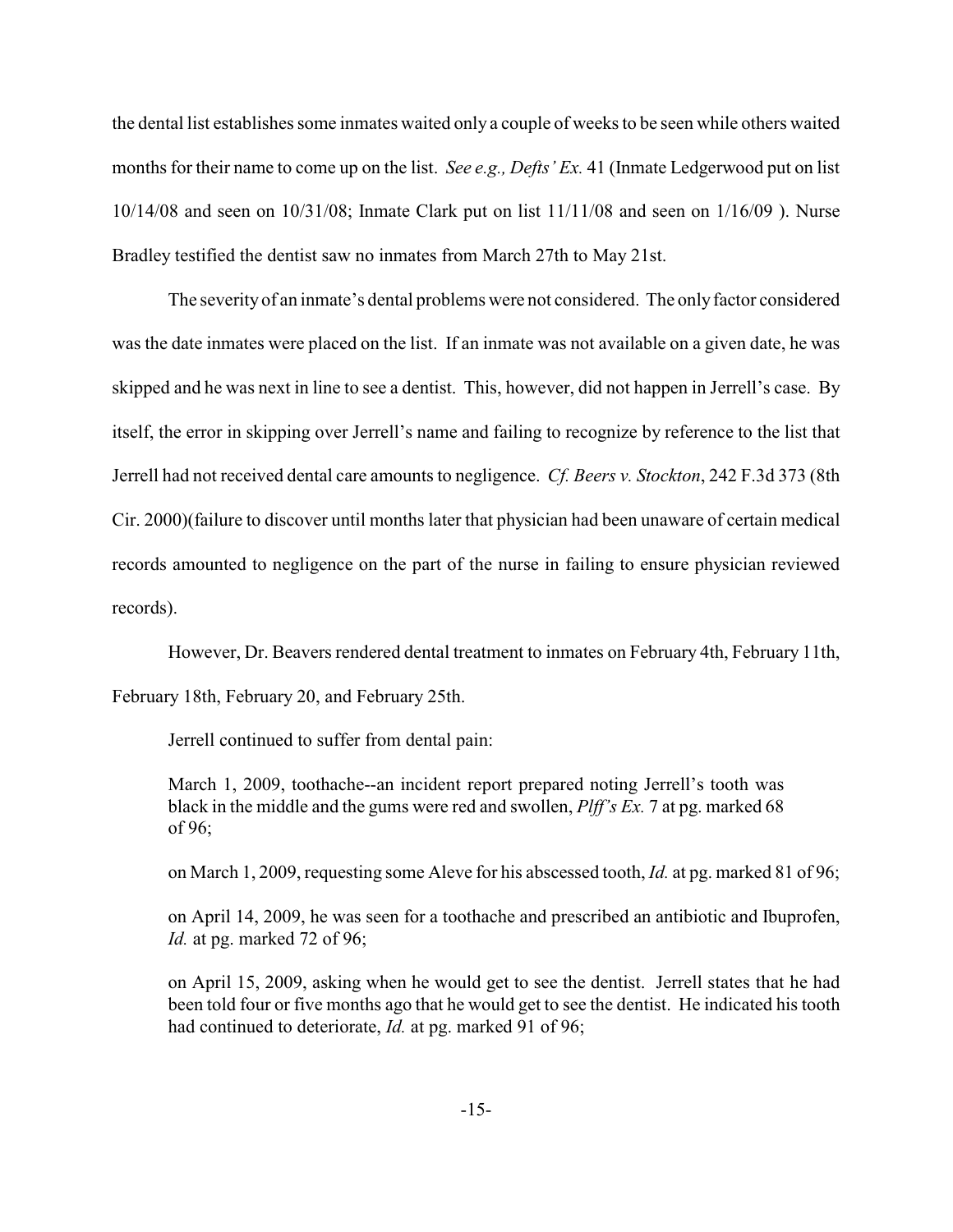the dental list establishes some inmates waited only a couple of weeks to be seen while others waited months for their name to come up on the list. *See e.g., Defts' Ex.* 41 (Inmate Ledgerwood put on list 10/14/08 and seen on 10/31/08; Inmate Clark put on list 11/11/08 and seen on 1/16/09 ). Nurse Bradley testified the dentist saw no inmates from March 27th to May 21st.

The severity of an inmate's dental problems were not considered. The only factor considered was the date inmates were placed on the list. If an inmate was not available on a given date, he was skipped and he was next in line to see a dentist. This, however, did not happen in Jerrell's case. By itself, the error in skipping over Jerrell's name and failing to recognize by reference to the list that Jerrell had not received dental care amounts to negligence. *Cf. Beers v. Stockton*, 242 F.3d 373 (8th Cir. 2000)(failure to discover until months later that physician had been unaware of certain medical records amounted to negligence on the part of the nurse in failing to ensure physician reviewed records).

However, Dr. Beavers rendered dental treatment to inmates on February 4th, February 11th, February 18th, February 20, and February 25th.

Jerrell continued to suffer from dental pain:

> March 1, 2009, toothache--an incident report prepared noting Jerrell's tooth was black in the middle and the gums were red and swollen, *Plff's Ex.* 7 at pg. marked 68 of 96;
>
> on March 1, 2009, requesting some Aleve for his abscessed tooth, *Id.* at pg. marked 81 of 96;
>
> on April 14, 2009, he was seen for a toothache and prescribed an antibiotic and Ibuprofen, *Id.* at pg. marked 72 of 96;
>
> on April 15, 2009, asking when he would get to see the dentist. Jerrell states that he had been told four or five months ago that he would get to see the dentist. He indicated his tooth had continued to deteriorate, *Id.* at pg. marked 91 of 96;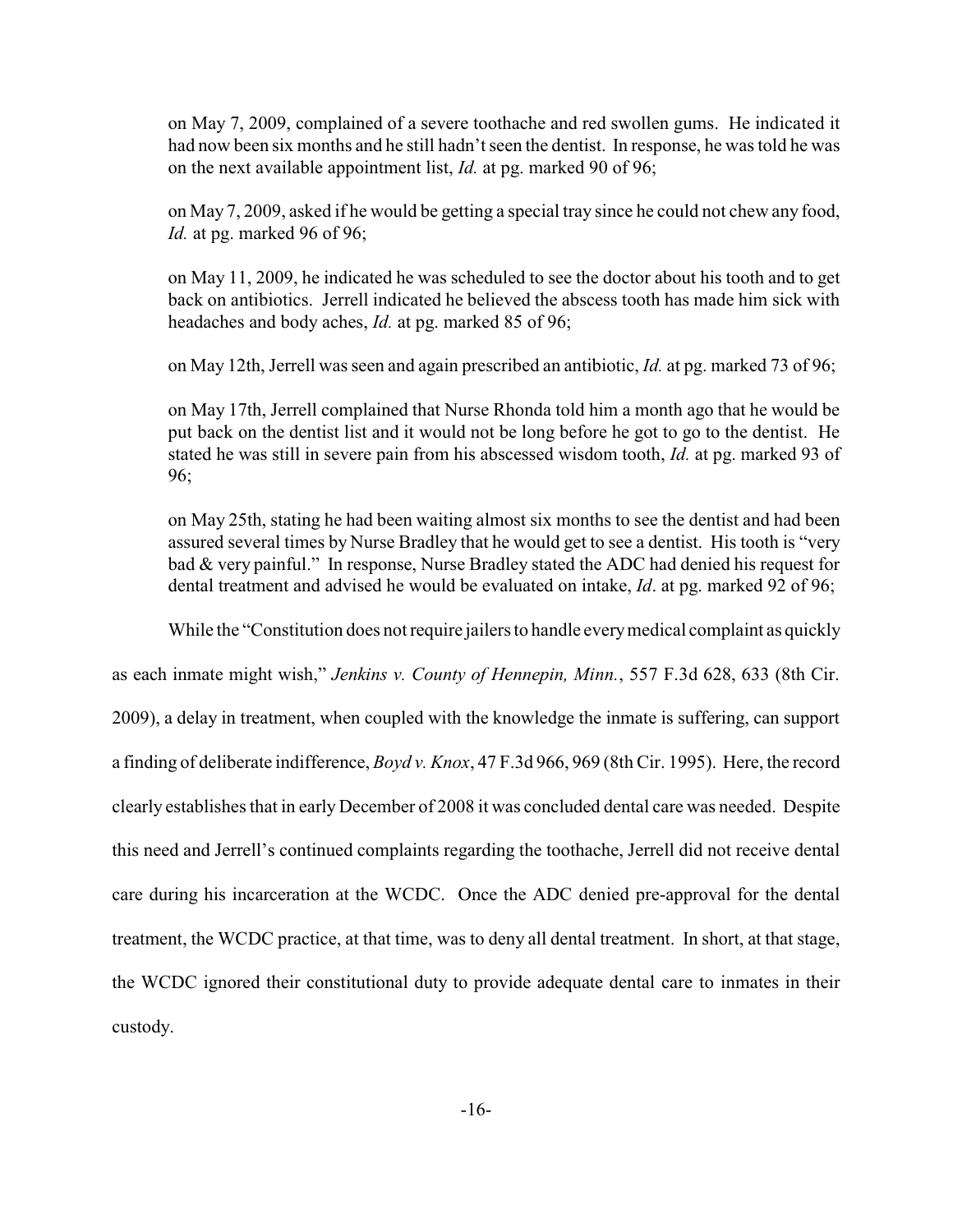on May 7, 2009, complained of a severe toothache and red swollen gums. He indicated it had now been six months and he still hadn't seen the dentist. In response, he was told he was on the next available appointment list, *Id.* at pg. marked 90 of 96;

on May 7, 2009, asked if he would be getting a special tray since he could not chew any food, *Id.* at pg. marked 96 of 96;

on May 11, 2009, he indicated he was scheduled to see the doctor about his tooth and to get back on antibiotics. Jerrell indicated he believed the abscess tooth has made him sick with headaches and body aches, *Id.* at pg. marked 85 of 96;

on May 12th, Jerrell was seen and again prescribed an antibiotic, *Id.* at pg. marked 73 of 96;

on May 17th, Jerrell complained that Nurse Rhonda told him a month ago that he would be put back on the dentist list and it would not be long before he got to go to the dentist. He stated he was still in severe pain from his abscessed wisdom tooth, *Id.* at pg. marked 93 of 96;

on May 25th, stating he had been waiting almost six months to see the dentist and had been assured several times by Nurse Bradley that he would get to see a dentist. His tooth is "very bad & very painful." In response, Nurse Bradley stated the ADC had denied his request for dental treatment and advised he would be evaluated on intake, *Id*. at pg. marked 92 of 96;

While the "Constitution does not require jailers to handle every medical complaint as quickly as each inmate might wish," *Jenkins v. County of Hennepin, Minn.*, 557 F.3d 628, 633 (8th Cir. 2009), a delay in treatment, when coupled with the knowledge the inmate is suffering, can support a finding of deliberate indifference, *Boyd v. Knox*, 47 F.3d 966, 969 (8th Cir. 1995). Here, the record clearly establishes that in early December of 2008 it was concluded dental care was needed. Despite this need and Jerrell's continued complaints regarding the toothache, Jerrell did not receive dental care during his incarceration at the WCDC. Once the ADC denied pre-approval for the dental treatment, the WCDC practice, at that time, was to deny all dental treatment. In short, at that stage, the WCDC ignored their constitutional duty to provide adequate dental care to inmates in their custody.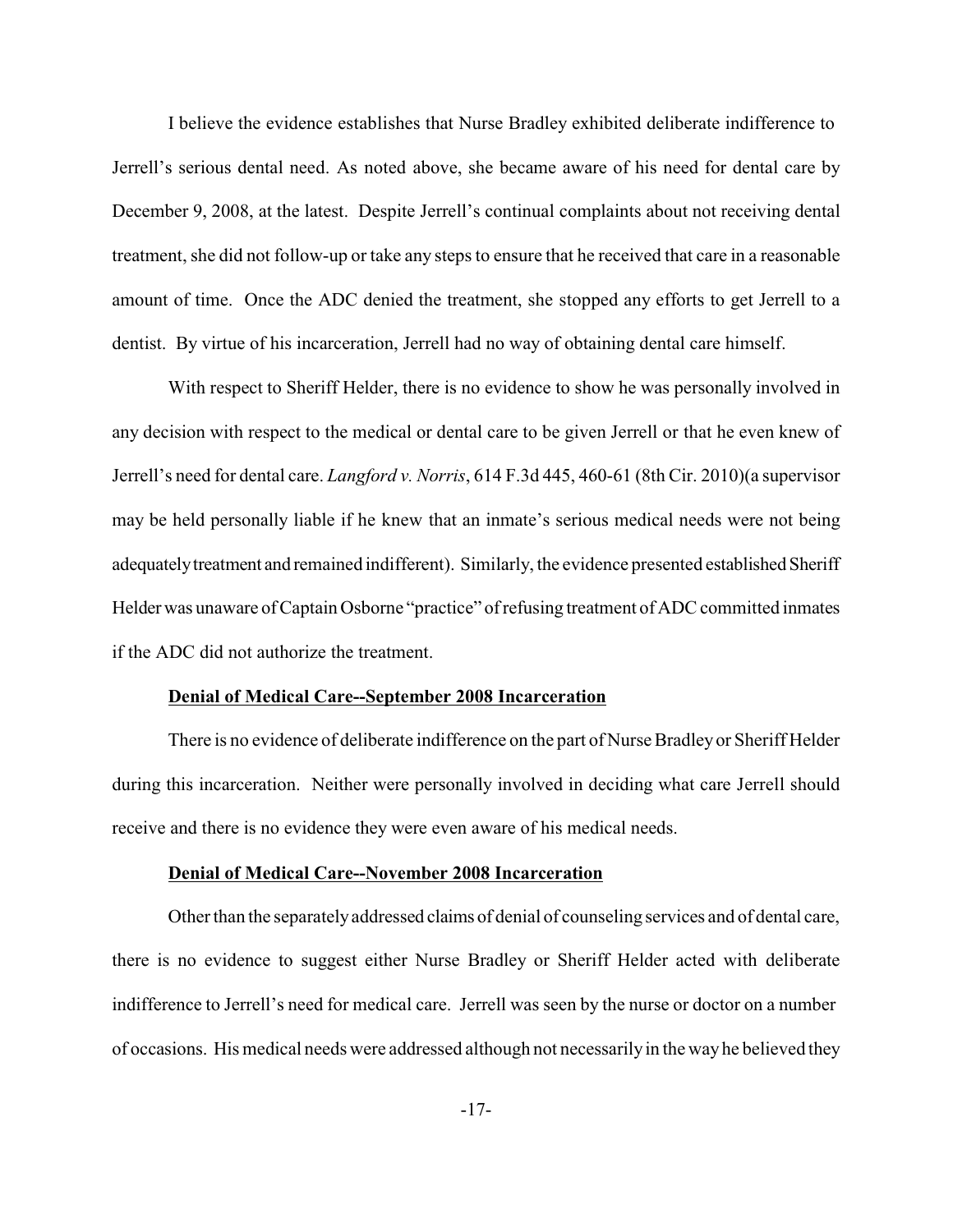I believe the evidence establishes that Nurse Bradley exhibited deliberate indifference to Jerrell's serious dental need. As noted above, she became aware of his need for dental care by December 9, 2008, at the latest. Despite Jerrell's continual complaints about not receiving dental treatment, she did not follow-up or take any steps to ensure that he received that care in a reasonable amount of time. Once the ADC denied the treatment, she stopped any efforts to get Jerrell to a dentist. By virtue of his incarceration, Jerrell had no way of obtaining dental care himself.

With respect to Sheriff Helder, there is no evidence to show he was personally involved in any decision with respect to the medical or dental care to be given Jerrell or that he even knew of Jerrell's need for dental care. *Langford v. Norris*, 614 F.3d 445, 460-61 (8th Cir. 2010)(a supervisor may be held personally liable if he knew that an inmate's serious medical needs were not being adequately treatment and remained indifferent). Similarly, the evidence presented established Sheriff Helder was unaware of Captain Osborne "practice" of refusing treatment of ADC committed inmates if the ADC did not authorize the treatment.

**Denial of Medical Care--September 2008 Incarceration**

There is no evidence of deliberate indifference on the part of Nurse Bradley or Sheriff Helder during this incarceration. Neither were personally involved in deciding what care Jerrell should receive and there is no evidence they were even aware of his medical needs.

**Denial of Medical Care--November 2008 Incarceration**

Other than the separately addressed claims of denial of counseling services and of dental care, there is no evidence to suggest either Nurse Bradley or Sheriff Helder acted with deliberate indifference to Jerrell's need for medical care. Jerrell was seen by the nurse or doctor on a number of occasions. His medical needs were addressed although not necessarily in the way he believed they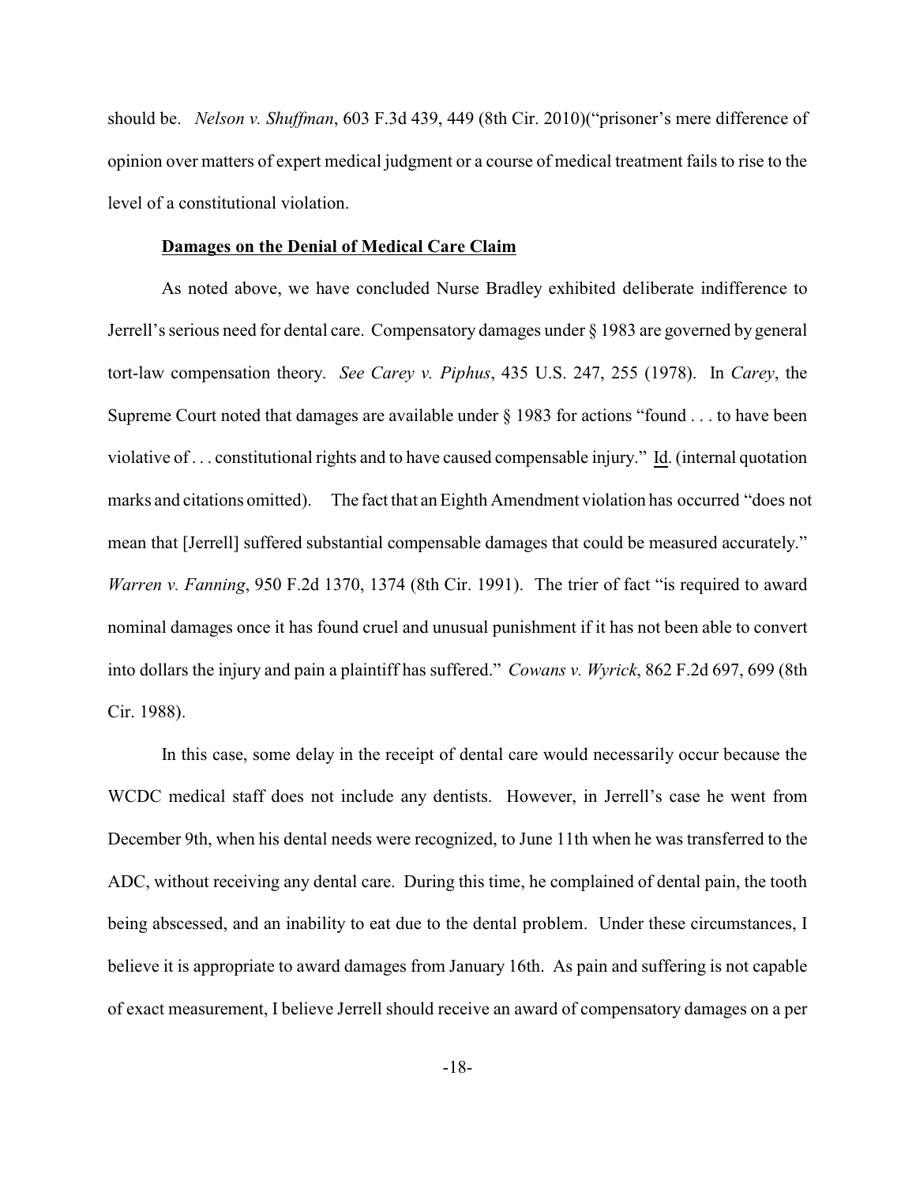should be. *Nelson v. Shuffman*, 603 F.3d 439, 449 (8th Cir. 2010)("prisoner's mere difference of opinion over matters of expert medical judgment or a course of medical treatment fails to rise to the level of a constitutional violation.

**Damages on the Denial of Medical Care Claim**

As noted above, we have concluded Nurse Bradley exhibited deliberate indifference to Jerrell's serious need for dental care. Compensatory damages under § 1983 are governed by general tort-law compensation theory. *See Carey v. Piphus*, 435 U.S. 247, 255 (1978). In *Carey*, the Supreme Court noted that damages are available under § 1983 for actions "found . . . to have been violative of . . . constitutional rights and to have caused compensable injury." Id. (internal quotation marks and citations omitted). The fact that an Eighth Amendment violation has occurred "does not mean that [Jerrell] suffered substantial compensable damages that could be measured accurately." *Warren v. Fanning*, 950 F.2d 1370, 1374 (8th Cir. 1991). The trier of fact "is required to award nominal damages once it has found cruel and unusual punishment if it has not been able to convert into dollars the injury and pain a plaintiff has suffered." *Cowans v. Wyrick*, 862 F.2d 697, 699 (8th Cir. 1988).

In this case, some delay in the receipt of dental care would necessarily occur because the WCDC medical staff does not include any dentists. However, in Jerrell's case he went from December 9th, when his dental needs were recognized, to June 11th when he was transferred to the ADC, without receiving any dental care. During this time, he complained of dental pain, the tooth being abscessed, and an inability to eat due to the dental problem. Under these circumstances, I believe it is appropriate to award damages from January 16th. As pain and suffering is not capable of exact measurement, I believe Jerrell should receive an award of compensatory damages on a per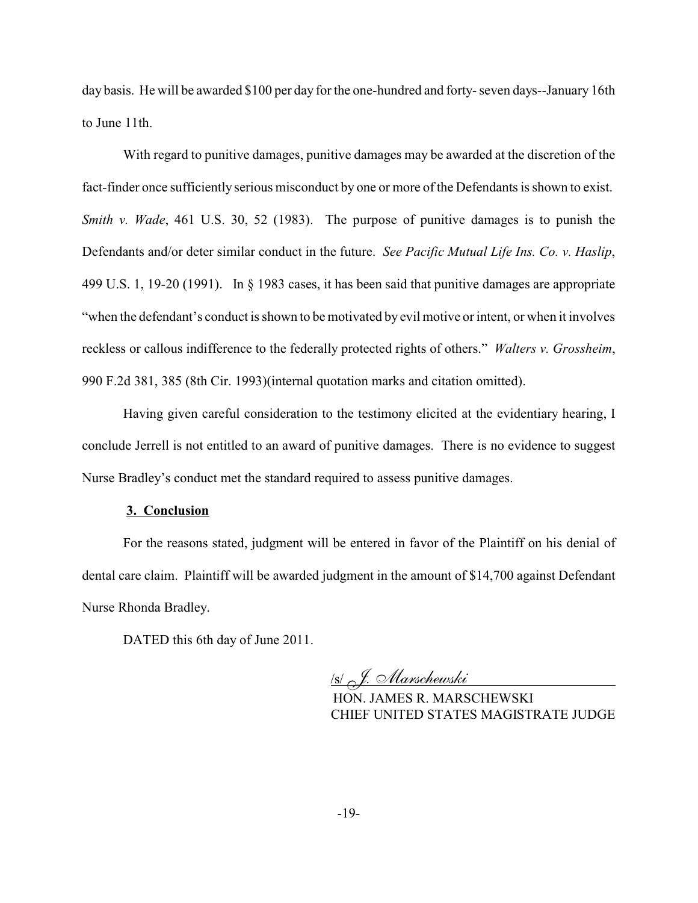day basis. He will be awarded $100 per day for the one-hundred and forty- seven days--January 16th to June 11th.

With regard to punitive damages, punitive damages may be awarded at the discretion of the fact-finder once sufficiently serious misconduct by one or more of the Defendants is shown to exist. *Smith v. Wade*, 461 U.S. 30, 52 (1983). The purpose of punitive damages is to punish the Defendants and/or deter similar conduct in the future. *See Pacific Mutual Life Ins. Co. v. Haslip*, 499 U.S. 1, 19-20 (1991). In § 1983 cases, it has been said that punitive damages are appropriate "when the defendant's conduct is shown to be motivated by evil motive or intent, or when it involves reckless or callous indifference to the federally protected rights of others." *Walters v. Grossheim*, 990 F.2d 381, 385 (8th Cir. 1993)(internal quotation marks and citation omitted).

Having given careful consideration to the testimony elicited at the evidentiary hearing, I conclude Jerrell is not entitled to an award of punitive damages. There is no evidence to suggest Nurse Bradley's conduct met the standard required to assess punitive damages.

**3. Conclusion**

For the reasons stated, judgment will be entered in favor of the Plaintiff on his denial of dental care claim. Plaintiff will be awarded judgment in the amount of $14,700 against Defendant Nurse Rhonda Bradley.

DATED this 6th day of June 2011.

/s/ *J. Marschewski*

HON. JAMES R. MARSCHEWSKI
CHIEF UNITED STATES MAGISTRATE JUDGE